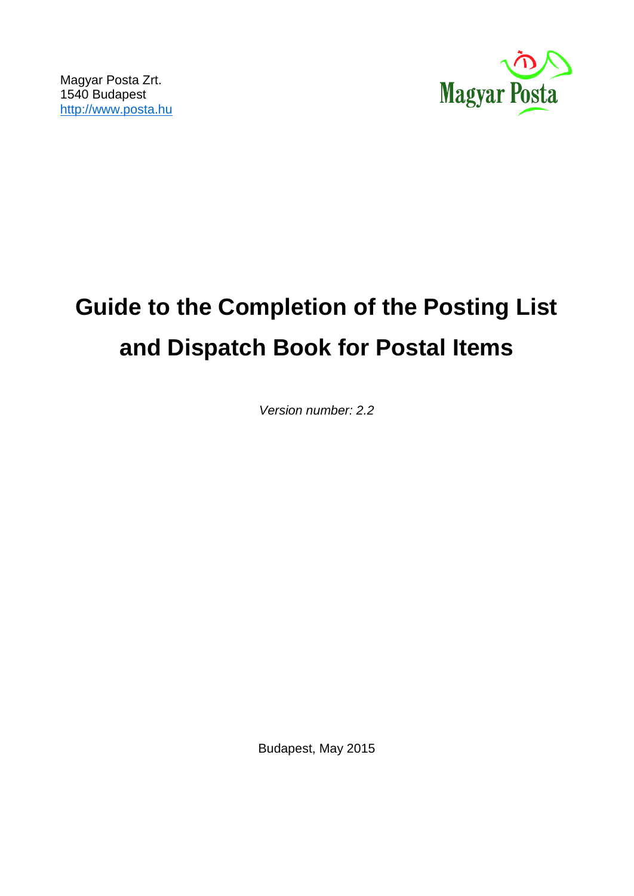Magyar Posta Zrt.
1540 Budapest
[http://www.posta.hu](http://www.posta.hu)

Magyar Posta

# Guide to the Completion of the Posting List and Dispatch Book for Postal Items

*Version number: 2.2*

Budapest, May 2015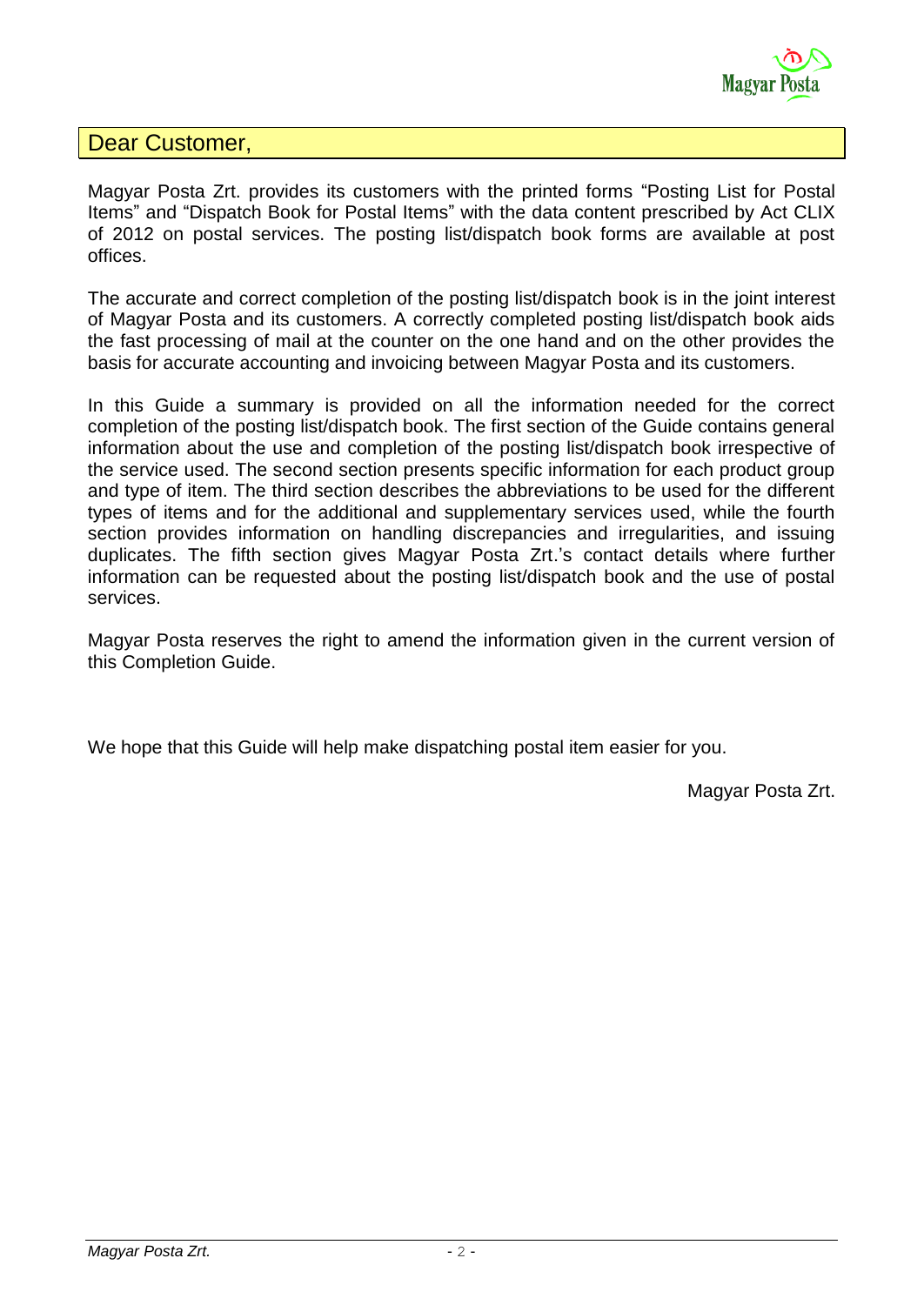## Dear Customer,

Magyar Posta Zrt. provides its customers with the printed forms “Posting List for Postal Items” and “Dispatch Book for Postal Items” with the data content prescribed by Act CLIX of 2012 on postal services. The posting list/dispatch book forms are available at post offices.

The accurate and correct completion of the posting list/dispatch book is in the joint interest of Magyar Posta and its customers. A correctly completed posting list/dispatch book aids the fast processing of mail at the counter on the one hand and on the other provides the basis for accurate accounting and invoicing between Magyar Posta and its customers.

In this Guide a summary is provided on all the information needed for the correct completion of the posting list/dispatch book. The first section of the Guide contains general information about the use and completion of the posting list/dispatch book irrespective of the service used. The second section presents specific information for each product group and type of item. The third section describes the abbreviations to be used for the different types of items and for the additional and supplementary services used, while the fourth section provides information on handling discrepancies and irregularities, and issuing duplicates. The fifth section gives Magyar Posta Zrt.’s contact details where further information can be requested about the posting list/dispatch book and the use of postal services.

Magyar Posta reserves the right to amend the information given in the current version of this Completion Guide.

We hope that this Guide will help make dispatching postal item easier for you.

Magyar Posta Zrt.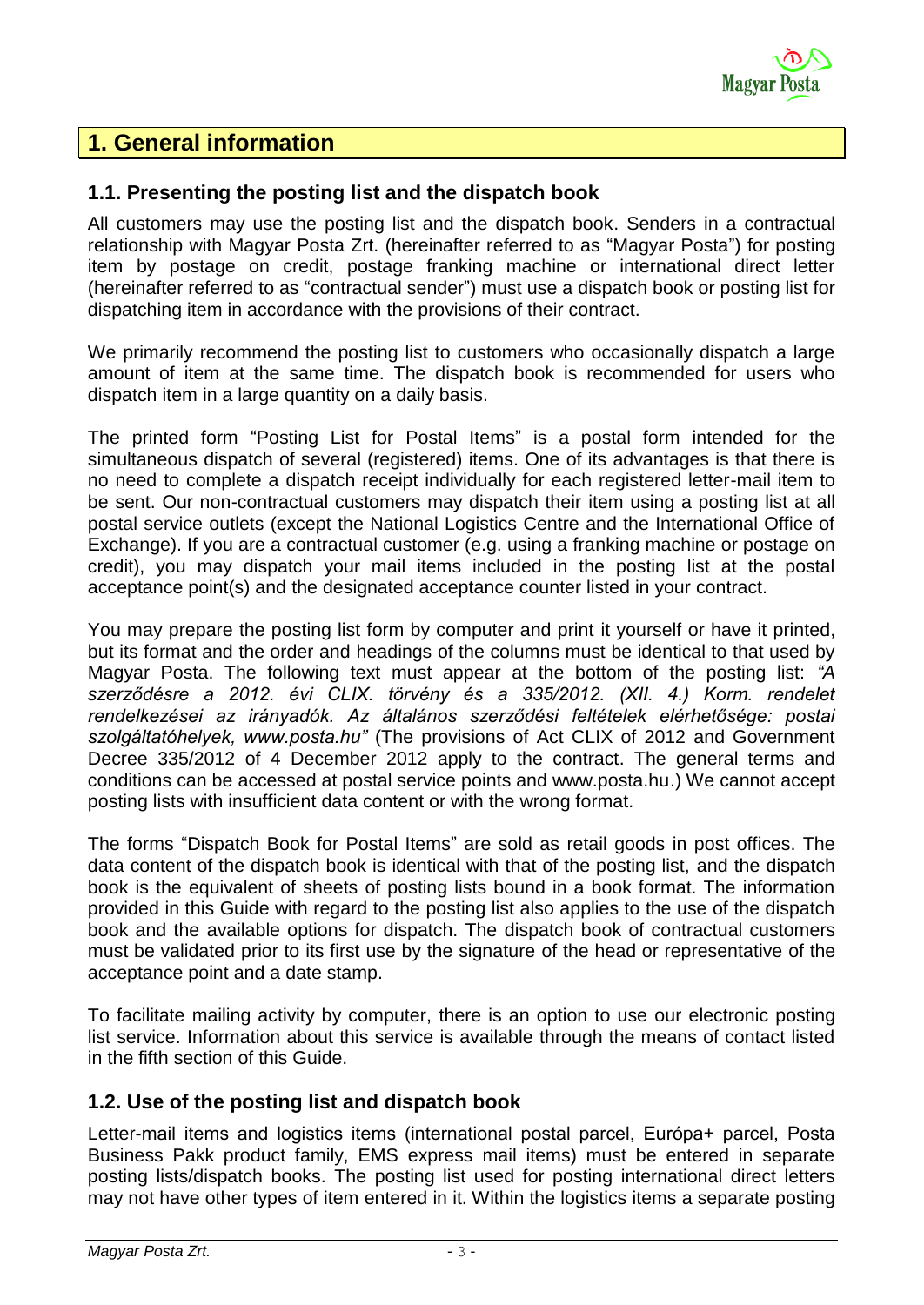# 1. General information

## 1.1. Presenting the posting list and the dispatch book

All customers may use the posting list and the dispatch book. Senders in a contractual relationship with Magyar Posta Zrt. (hereinafter referred to as "Magyar Posta") for posting item by postage on credit, postage franking machine or international direct letter (hereinafter referred to as "contractual sender") must use a dispatch book or posting list for dispatching item in accordance with the provisions of their contract.

We primarily recommend the posting list to customers who occasionally dispatch a large amount of item at the same time. The dispatch book is recommended for users who dispatch item in a large quantity on a daily basis.

The printed form "Posting List for Postal Items" is a postal form intended for the simultaneous dispatch of several (registered) items. One of its advantages is that there is no need to complete a dispatch receipt individually for each registered letter-mail item to be sent. Our non-contractual customers may dispatch their item using a posting list at all postal service outlets (except the National Logistics Centre and the International Office of Exchange). If you are a contractual customer (e.g. using a franking machine or postage on credit), you may dispatch your mail items included in the posting list at the postal acceptance point(s) and the designated acceptance counter listed in your contract.

You may prepare the posting list form by computer and print it yourself or have it printed, but its format and the order and headings of the columns must be identical to that used by Magyar Posta. The following text must appear at the bottom of the posting list: *"A szerződésre a 2012. évi CLIX. törvény és a 335/2012. (XII. 4.) Korm. rendelet rendelkezései az irányadók. Az általános szerződési feltételek elérhetősége: postai szolgáltatóhelyek, www.posta.hu"* (The provisions of Act CLIX of 2012 and Government Decree 335/2012 of 4 December 2012 apply to the contract. The general terms and conditions can be accessed at postal service points and www.posta.hu.) We cannot accept posting lists with insufficient data content or with the wrong format.

The forms "Dispatch Book for Postal Items" are sold as retail goods in post offices. The data content of the dispatch book is identical with that of the posting list, and the dispatch book is the equivalent of sheets of posting lists bound in a book format. The information provided in this Guide with regard to the posting list also applies to the use of the dispatch book and the available options for dispatch. The dispatch book of contractual customers must be validated prior to its first use by the signature of the head or representative of the acceptance point and a date stamp.

To facilitate mailing activity by computer, there is an option to use our electronic posting list service. Information about this service is available through the means of contact listed in the fifth section of this Guide.

## 1.2. Use of the posting list and dispatch book

Letter-mail items and logistics items (international postal parcel, Európa+ parcel, Posta Business Pakk product family, EMS express mail items) must be entered in separate posting lists/dispatch books. The posting list used for posting international direct letters may not have other types of item entered in it. Within the logistics items a separate posting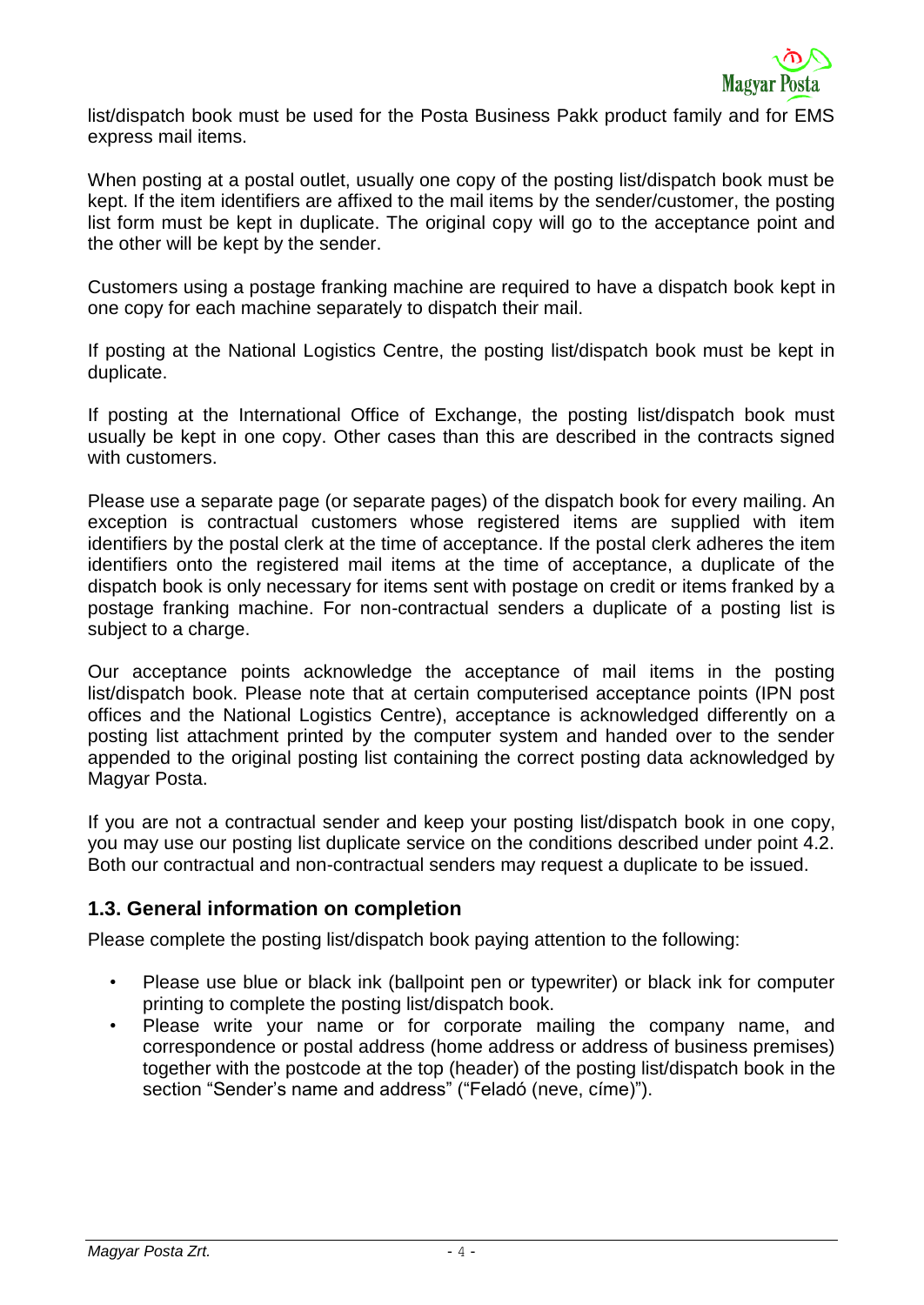list/dispatch book must be used for the Posta Business Pakk product family and for EMS express mail items.

When posting at a postal outlet, usually one copy of the posting list/dispatch book must be kept. If the item identifiers are affixed to the mail items by the sender/customer, the posting list form must be kept in duplicate. The original copy will go to the acceptance point and the other will be kept by the sender.

Customers using a postage franking machine are required to have a dispatch book kept in one copy for each machine separately to dispatch their mail.

If posting at the National Logistics Centre, the posting list/dispatch book must be kept in duplicate.

If posting at the International Office of Exchange, the posting list/dispatch book must usually be kept in one copy. Other cases than this are described in the contracts signed with customers.

Please use a separate page (or separate pages) of the dispatch book for every mailing. An exception is contractual customers whose registered items are supplied with item identifiers by the postal clerk at the time of acceptance. If the postal clerk adheres the item identifiers onto the registered mail items at the time of acceptance, a duplicate of the dispatch book is only necessary for items sent with postage on credit or items franked by a postage franking machine. For non-contractual senders a duplicate of a posting list is subject to a charge.

Our acceptance points acknowledge the acceptance of mail items in the posting list/dispatch book. Please note that at certain computerised acceptance points (IPN post offices and the National Logistics Centre), acceptance is acknowledged differently on a posting list attachment printed by the computer system and handed over to the sender appended to the original posting list containing the correct posting data acknowledged by Magyar Posta.

If you are not a contractual sender and keep your posting list/dispatch book in one copy, you may use our posting list duplicate service on the conditions described under point 4.2. Both our contractual and non-contractual senders may request a duplicate to be issued.

## 1.3. General information on completion

Please complete the posting list/dispatch book paying attention to the following:

- Please use blue or black ink (ballpoint pen or typewriter) or black ink for computer printing to complete the posting list/dispatch book.
- Please write your name or for corporate mailing the company name, and correspondence or postal address (home address or address of business premises) together with the postcode at the top (header) of the posting list/dispatch book in the section "Sender's name and address" ("Feladó (neve, címe)").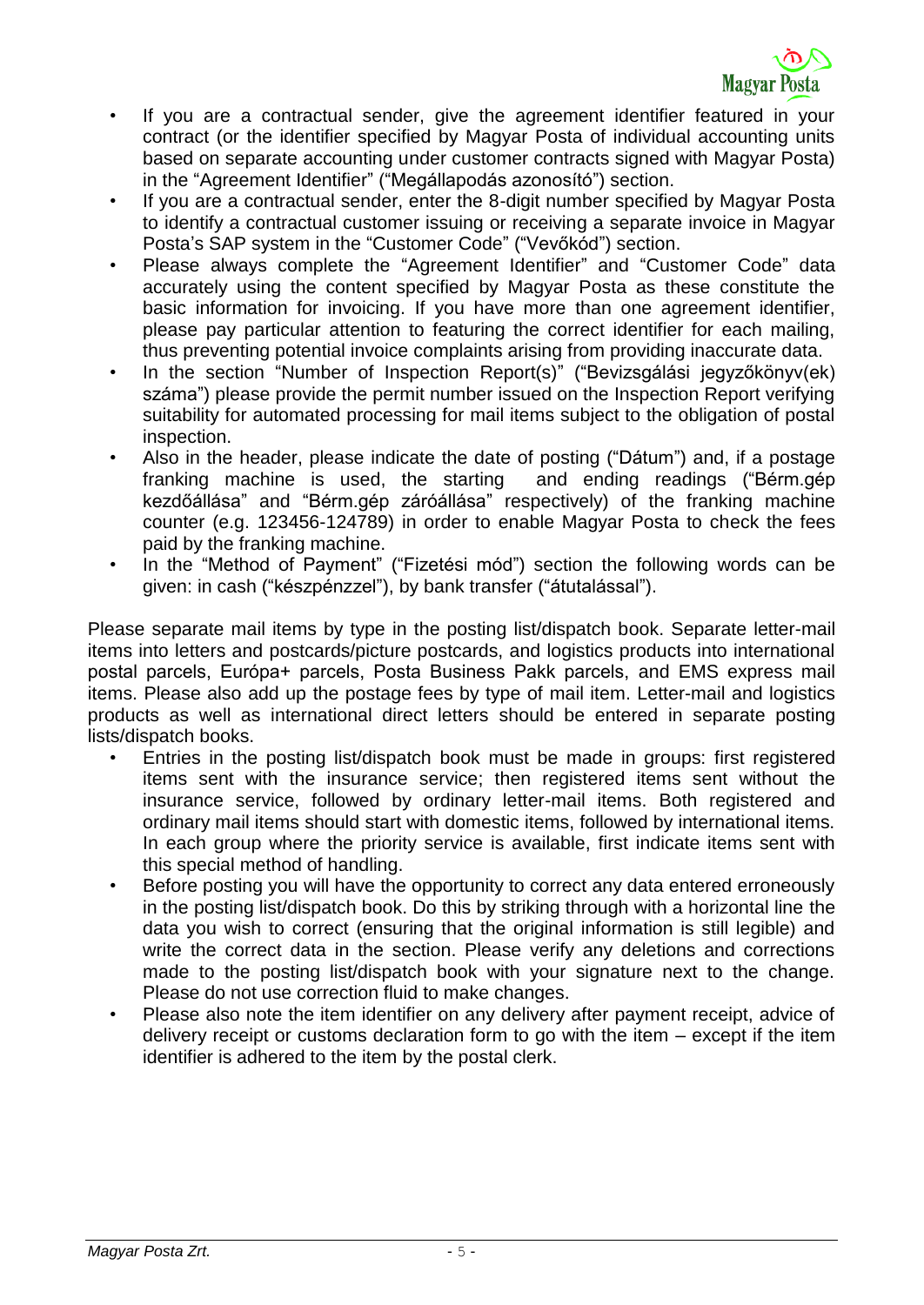- If you are a contractual sender, give the agreement identifier featured in your contract (or the identifier specified by Magyar Posta of individual accounting units based on separate accounting under customer contracts signed with Magyar Posta) in the "Agreement Identifier" ("Megállapodás azonosító") section.
- If you are a contractual sender, enter the 8-digit number specified by Magyar Posta to identify a contractual customer issuing or receiving a separate invoice in Magyar Posta's SAP system in the "Customer Code" ("Vevőkód") section.
- Please always complete the "Agreement Identifier" and "Customer Code" data accurately using the content specified by Magyar Posta as these constitute the basic information for invoicing. If you have more than one agreement identifier, please pay particular attention to featuring the correct identifier for each mailing, thus preventing potential invoice complaints arising from providing inaccurate data.
- In the section "Number of Inspection Report(s)" ("Bevizsgálási jegyzőkönyv(ek) száma") please provide the permit number issued on the Inspection Report verifying suitability for automated processing for mail items subject to the obligation of postal inspection.
- Also in the header, please indicate the date of posting ("Dátum") and, if a postage franking machine is used, the starting and ending readings ("Bérm.gép kezdőállása" and "Bérm.gép záróállása" respectively) of the franking machine counter (e.g. 123456-124789) in order to enable Magyar Posta to check the fees paid by the franking machine.
- In the "Method of Payment" ("Fizetési mód") section the following words can be given: in cash ("készpénzzel"), by bank transfer ("átutalással").

Please separate mail items by type in the posting list/dispatch book. Separate letter-mail items into letters and postcards/picture postcards, and logistics products into international postal parcels, Európa+ parcels, Posta Business Pakk parcels, and EMS express mail items. Please also add up the postage fees by type of mail item. Letter-mail and logistics products as well as international direct letters should be entered in separate posting lists/dispatch books.

- Entries in the posting list/dispatch book must be made in groups: first registered items sent with the insurance service; then registered items sent without the insurance service, followed by ordinary letter-mail items. Both registered and ordinary mail items should start with domestic items, followed by international items. In each group where the priority service is available, first indicate items sent with this special method of handling.
- Before posting you will have the opportunity to correct any data entered erroneously in the posting list/dispatch book. Do this by striking through with a horizontal line the data you wish to correct (ensuring that the original information is still legible) and write the correct data in the section. Please verify any deletions and corrections made to the posting list/dispatch book with your signature next to the change. Please do not use correction fluid to make changes.
- Please also note the item identifier on any delivery after payment receipt, advice of delivery receipt or customs declaration form to go with the item – except if the item identifier is adhered to the item by the postal clerk.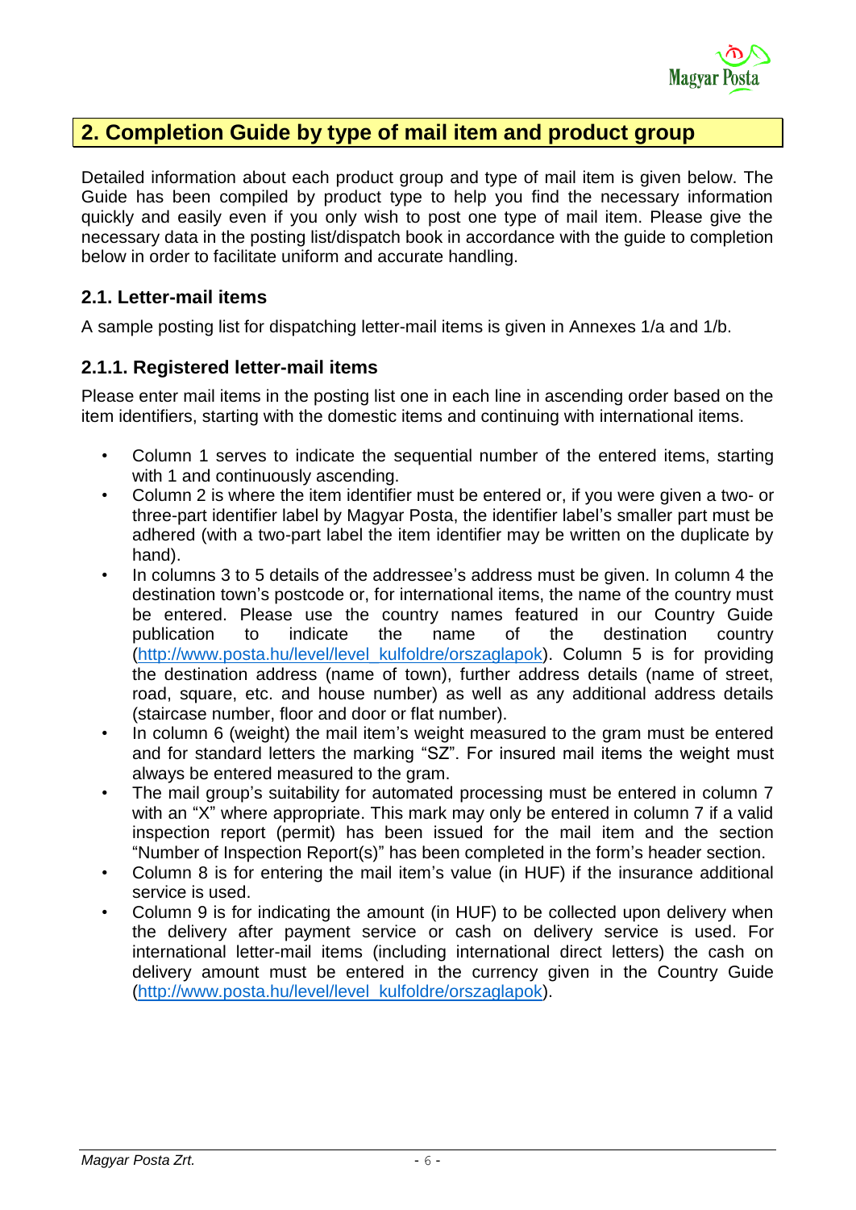## 2. Completion Guide by type of mail item and product group

Detailed information about each product group and type of mail item is given below. The Guide has been compiled by product type to help you find the necessary information quickly and easily even if you only wish to post one type of mail item. Please give the necessary data in the posting list/dispatch book in accordance with the guide to completion below in order to facilitate uniform and accurate handling.

### 2.1. Letter-mail items

A sample posting list for dispatching letter-mail items is given in Annexes 1/a and 1/b.

### 2.1.1. Registered letter-mail items

Please enter mail items in the posting list one in each line in ascending order based on the item identifiers, starting with the domestic items and continuing with international items.

- Column 1 serves to indicate the sequential number of the entered items, starting with 1 and continuously ascending.
- Column 2 is where the item identifier must be entered or, if you were given a two- or three-part identifier label by Magyar Posta, the identifier label's smaller part must be adhered (with a two-part label the item identifier may be written on the duplicate by hand).
- In columns 3 to 5 details of the addressee's address must be given. In column 4 the destination town's postcode or, for international items, the name of the country must be entered. Please use the country names featured in our Country Guide publication to indicate the name of the destination country (http://www.posta.hu/level/level_kulfoldre/orszaglapok). Column 5 is for providing the destination address (name of town), further address details (name of street, road, square, etc. and house number) as well as any additional address details (staircase number, floor and door or flat number).
- In column 6 (weight) the mail item's weight measured to the gram must be entered and for standard letters the marking "SZ". For insured mail items the weight must always be entered measured to the gram.
- The mail group's suitability for automated processing must be entered in column 7 with an "X" where appropriate. This mark may only be entered in column 7 if a valid inspection report (permit) has been issued for the mail item and the section "Number of Inspection Report(s)" has been completed in the form's header section.
- Column 8 is for entering the mail item's value (in HUF) if the insurance additional service is used.
- Column 9 is for indicating the amount (in HUF) to be collected upon delivery when the delivery after payment service or cash on delivery service is used. For international letter-mail items (including international direct letters) the cash on delivery amount must be entered in the currency given in the Country Guide (http://www.posta.hu/level/level_kulfoldre/orszaglapok).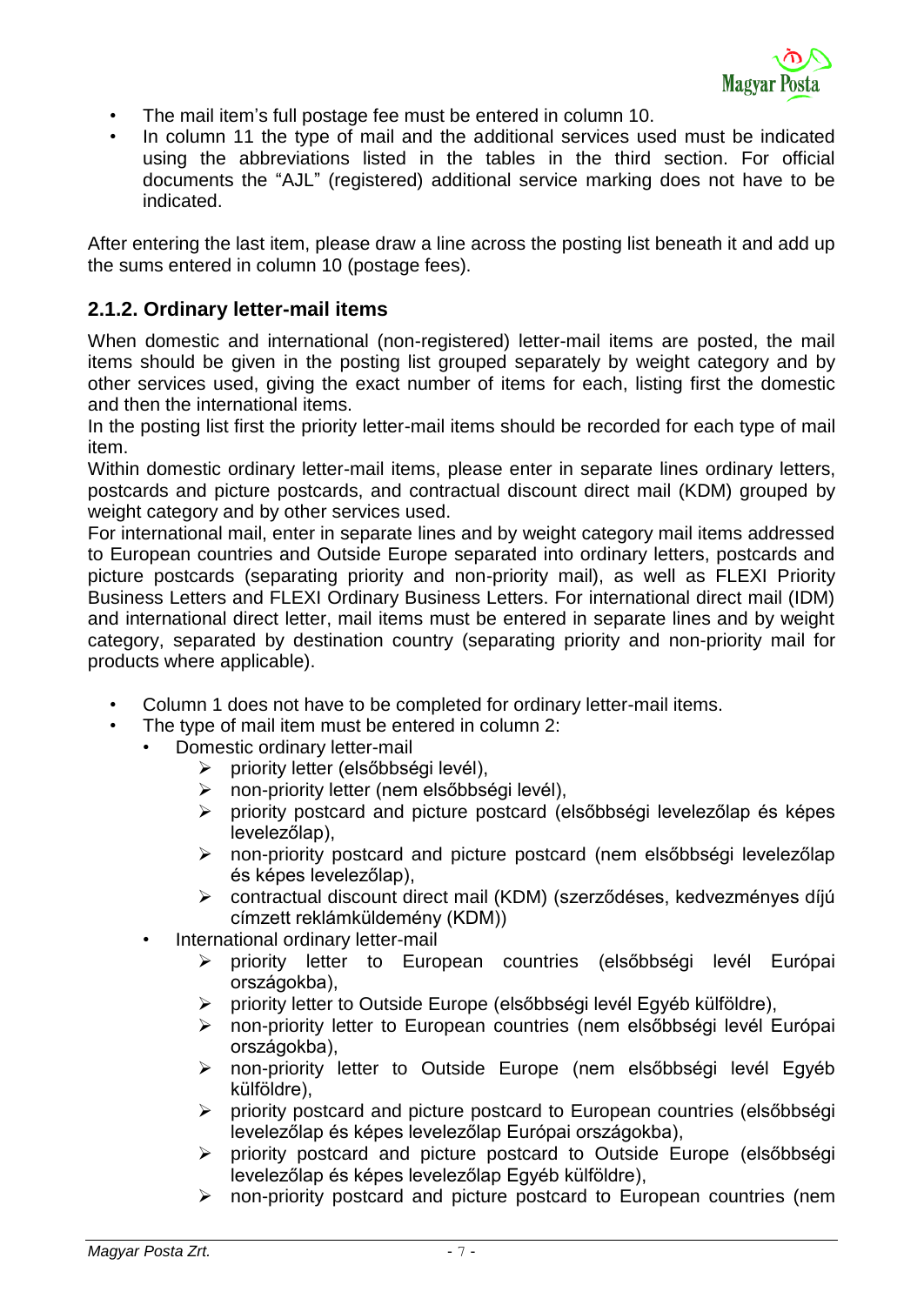- The mail item's full postage fee must be entered in column 10.
- In column 11 the type of mail and the additional services used must be indicated using the abbreviations listed in the tables in the third section. For official documents the "AJL" (registered) additional service marking does not have to be indicated.

After entering the last item, please draw a line across the posting list beneath it and add up the sums entered in column 10 (postage fees).

### 2.1.2. Ordinary letter-mail items

When domestic and international (non-registered) letter-mail items are posted, the mail items should be given in the posting list grouped separately by weight category and by other services used, giving the exact number of items for each, listing first the domestic and then the international items.

In the posting list first the priority letter-mail items should be recorded for each type of mail item.

Within domestic ordinary letter-mail items, please enter in separate lines ordinary letters, postcards and picture postcards, and contractual discount direct mail (KDM) grouped by weight category and by other services used.

For international mail, enter in separate lines and by weight category mail items addressed to European countries and Outside Europe separated into ordinary letters, postcards and picture postcards (separating priority and non-priority mail), as well as FLEXI Priority Business Letters and FLEXI Ordinary Business Letters. For international direct mail (IDM) and international direct letter, mail items must be entered in separate lines and by weight category, separated by destination country (separating priority and non-priority mail for products where applicable).

- Column 1 does not have to be completed for ordinary letter-mail items.
- The type of mail item must be entered in column 2:
  - Domestic ordinary letter-mail
    - priority letter (elsőbbségi levél),
    - non-priority letter (nem elsőbbségi levél),
    - priority postcard and picture postcard (elsőbbségi levelezőlap és képes levelezőlap),
    - non-priority postcard and picture postcard (nem elsőbbségi levelezőlap és képes levelezőlap),
    - contractual discount direct mail (KDM) (szerződéses, kedvezményes díjú címzett reklámküldemény (KDM))
  - International ordinary letter-mail
    - priority letter to European countries (elsőbbségi levél Európai országokba),
    - priority letter to Outside Europe (elsőbbségi levél Egyéb külföldre),
    - non-priority letter to European countries (nem elsőbbségi levél Európai országokba),
    - non-priority letter to Outside Europe (nem elsőbbségi levél Egyéb külföldre),
    - priority postcard and picture postcard to European countries (elsőbbségi levelezőlap és képes levelezőlap Európai országokba),
    - priority postcard and picture postcard to Outside Europe (elsőbbségi levelezőlap és képes levelezőlap Egyéb külföldre),
    - non-priority postcard and picture postcard to European countries (nem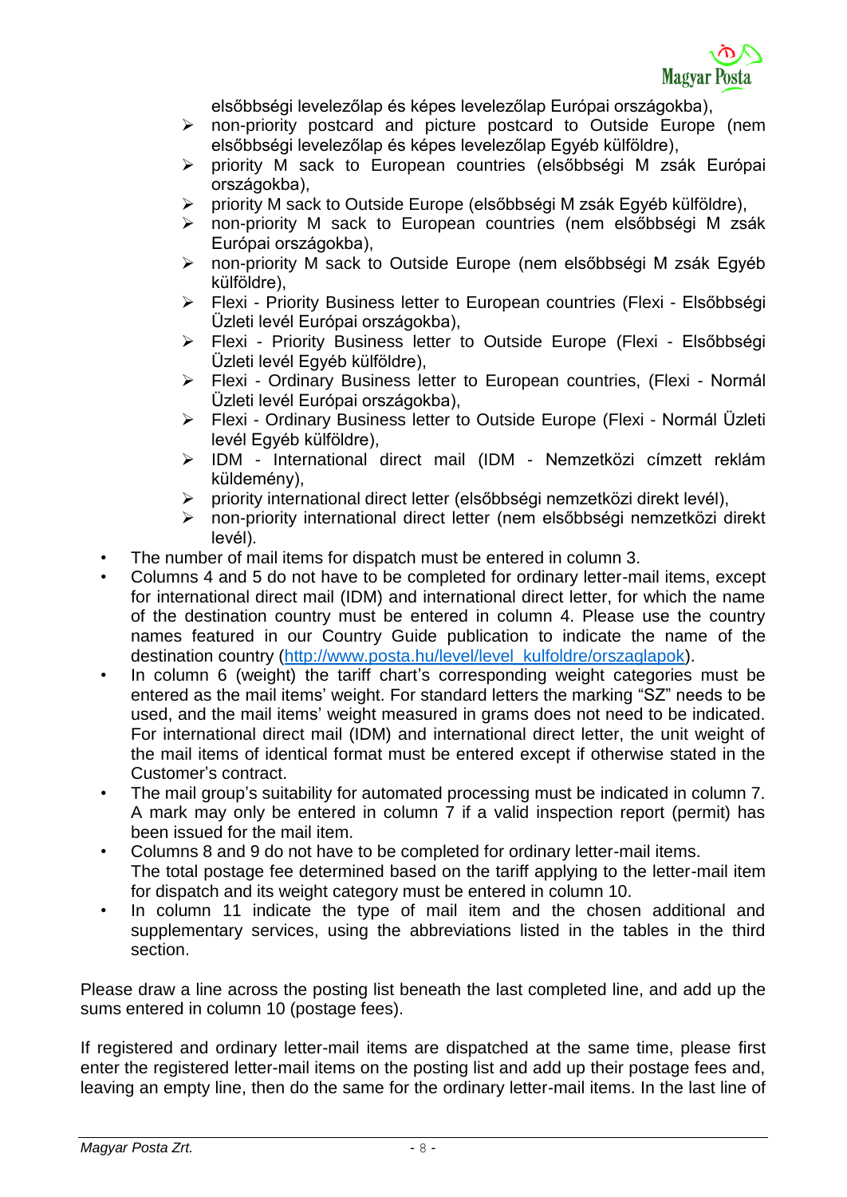elsőbbségi levelezőlap és képes levelezőlap Európai országokba),

- non-priority postcard and picture postcard to Outside Europe (nem elsőbbségi levelezőlap és képes levelezőlap Egyéb külföldre),
- priority M sack to European countries (elsőbbségi M zsák Európai országokba),
- priority M sack to Outside Europe (elsőbbségi M zsák Egyéb külföldre),
- non-priority M sack to European countries (nem elsőbbségi M zsák Európai országokba),
- non-priority M sack to Outside Europe (nem elsőbbségi M zsák Egyéb külföldre),
- Flexi - Priority Business letter to European countries (Flexi - Elsőbbségi Üzleti levél Európai országokba),
- Flexi - Priority Business letter to Outside Europe (Flexi - Elsőbbségi Üzleti levél Egyéb külföldre),
- Flexi - Ordinary Business letter to European countries, (Flexi - Normál Üzleti levél Európai országokba),
- Flexi - Ordinary Business letter to Outside Europe (Flexi - Normál Üzleti levél Egyéb külföldre),
- IDM - International direct mail (IDM - Nemzetközi címzett reklám küldemény),
- priority international direct letter (elsőbbségi nemzetközi direkt levél),
- non-priority international direct letter (nem elsőbbségi nemzetközi direkt levél).

- The number of mail items for dispatch must be entered in column 3.
- Columns 4 and 5 do not have to be completed for ordinary letter-mail items, except for international direct mail (IDM) and international direct letter, for which the name of the destination country must be entered in column 4. Please use the country names featured in our Country Guide publication to indicate the name of the destination country (http://www.posta.hu/level/level_kulfoldre/orszaglapok).
- In column 6 (weight) the tariff chart's corresponding weight categories must be entered as the mail items' weight. For standard letters the marking "SZ" needs to be used, and the mail items' weight measured in grams does not need to be indicated. For international direct mail (IDM) and international direct letter, the unit weight of the mail items of identical format must be entered except if otherwise stated in the Customer's contract.
- The mail group's suitability for automated processing must be indicated in column 7. A mark may only be entered in column 7 if a valid inspection report (permit) has been issued for the mail item.
- Columns 8 and 9 do not have to be completed for ordinary letter-mail items. The total postage fee determined based on the tariff applying to the letter-mail item for dispatch and its weight category must be entered in column 10.
- In column 11 indicate the type of mail item and the chosen additional and supplementary services, using the abbreviations listed in the tables in the third section.

Please draw a line across the posting list beneath the last completed line, and add up the sums entered in column 10 (postage fees).

If registered and ordinary letter-mail items are dispatched at the same time, please first enter the registered letter-mail items on the posting list and add up their postage fees and, leaving an empty line, then do the same for the ordinary letter-mail items. In the last line of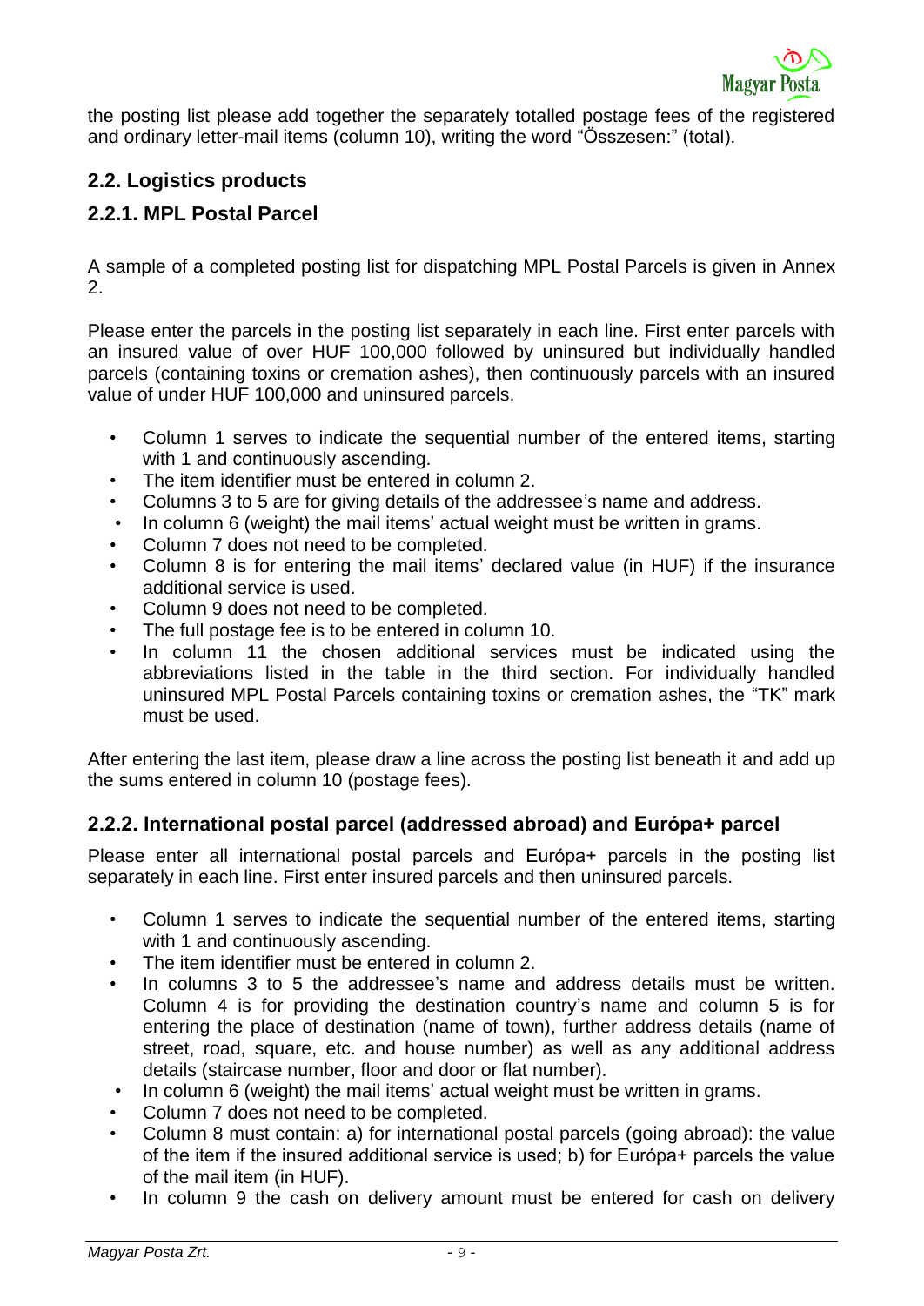the posting list please add together the separately totalled postage fees of the registered and ordinary letter-mail items (column 10), writing the word "Összesen:" (total).

## 2.2. Logistics products

### 2.2.1. MPL Postal Parcel

A sample of a completed posting list for dispatching MPL Postal Parcels is given in Annex 2.

Please enter the parcels in the posting list separately in each line. First enter parcels with an insured value of over HUF 100,000 followed by uninsured but individually handled parcels (containing toxins or cremation ashes), then continuously parcels with an insured value of under HUF 100,000 and uninsured parcels.

- Column 1 serves to indicate the sequential number of the entered items, starting with 1 and continuously ascending.
- The item identifier must be entered in column 2.
- Columns 3 to 5 are for giving details of the addressee's name and address.
- In column 6 (weight) the mail items' actual weight must be written in grams.
- Column 7 does not need to be completed.
- Column 8 is for entering the mail items' declared value (in HUF) if the insurance additional service is used.
- Column 9 does not need to be completed.
- The full postage fee is to be entered in column 10.
- In column 11 the chosen additional services must be indicated using the abbreviations listed in the table in the third section. For individually handled uninsured MPL Postal Parcels containing toxins or cremation ashes, the "TK" mark must be used.

After entering the last item, please draw a line across the posting list beneath it and add up the sums entered in column 10 (postage fees).

### 2.2.2. International postal parcel (addressed abroad) and Európa+ parcel

Please enter all international postal parcels and Európa+ parcels in the posting list separately in each line. First enter insured parcels and then uninsured parcels.

- Column 1 serves to indicate the sequential number of the entered items, starting with 1 and continuously ascending.
- The item identifier must be entered in column 2.
- In columns 3 to 5 the addressee's name and address details must be written. Column 4 is for providing the destination country's name and column 5 is for entering the place of destination (name of town), further address details (name of street, road, square, etc. and house number) as well as any additional address details (staircase number, floor and door or flat number).
- In column 6 (weight) the mail items' actual weight must be written in grams.
- Column 7 does not need to be completed.
- Column 8 must contain: a) for international postal parcels (going abroad): the value of the item if the insured additional service is used; b) for Európa+ parcels the value of the mail item (in HUF).
- In column 9 the cash on delivery amount must be entered for cash on delivery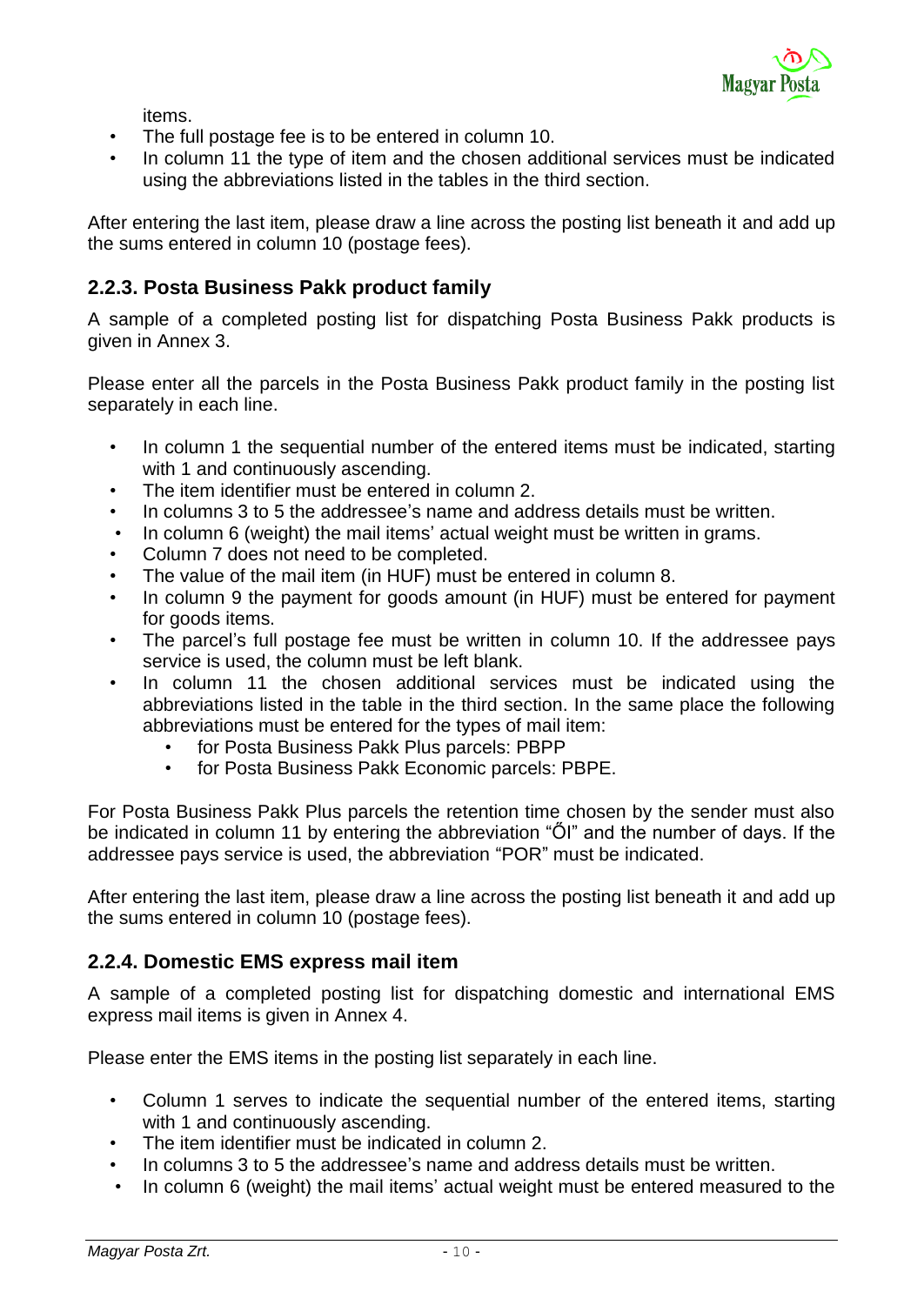items.

- The full postage fee is to be entered in column 10.
- In column 11 the type of item and the chosen additional services must be indicated using the abbreviations listed in the tables in the third section.

After entering the last item, please draw a line across the posting list beneath it and add up the sums entered in column 10 (postage fees).

### 2.2.3. Posta Business Pakk product family

A sample of a completed posting list for dispatching Posta Business Pakk products is given in Annex 3.

Please enter all the parcels in the Posta Business Pakk product family in the posting list separately in each line.

- In column 1 the sequential number of the entered items must be indicated, starting with 1 and continuously ascending.
- The item identifier must be entered in column 2.
- In columns 3 to 5 the addressee's name and address details must be written.
- In column 6 (weight) the mail items' actual weight must be written in grams.
- Column 7 does not need to be completed.
- The value of the mail item (in HUF) must be entered in column 8.
- In column 9 the payment for goods amount (in HUF) must be entered for payment for goods items.
- The parcel's full postage fee must be written in column 10. If the addressee pays service is used, the column must be left blank.
- In column 11 the chosen additional services must be indicated using the abbreviations listed in the table in the third section. In the same place the following abbreviations must be entered for the types of mail item:
    - for Posta Business Pakk Plus parcels: PBPP
    - for Posta Business Pakk Economic parcels: PBPE.

For Posta Business Pakk Plus parcels the retention time chosen by the sender must also be indicated in column 11 by entering the abbreviation "ŐI" and the number of days. If the addressee pays service is used, the abbreviation "POR" must be indicated.

After entering the last item, please draw a line across the posting list beneath it and add up the sums entered in column 10 (postage fees).

### 2.2.4. Domestic EMS express mail item

A sample of a completed posting list for dispatching domestic and international EMS express mail items is given in Annex 4.

Please enter the EMS items in the posting list separately in each line.

- Column 1 serves to indicate the sequential number of the entered items, starting with 1 and continuously ascending.
- The item identifier must be indicated in column 2.
- In columns 3 to 5 the addressee's name and address details must be written.
- In column 6 (weight) the mail items' actual weight must be entered measured to the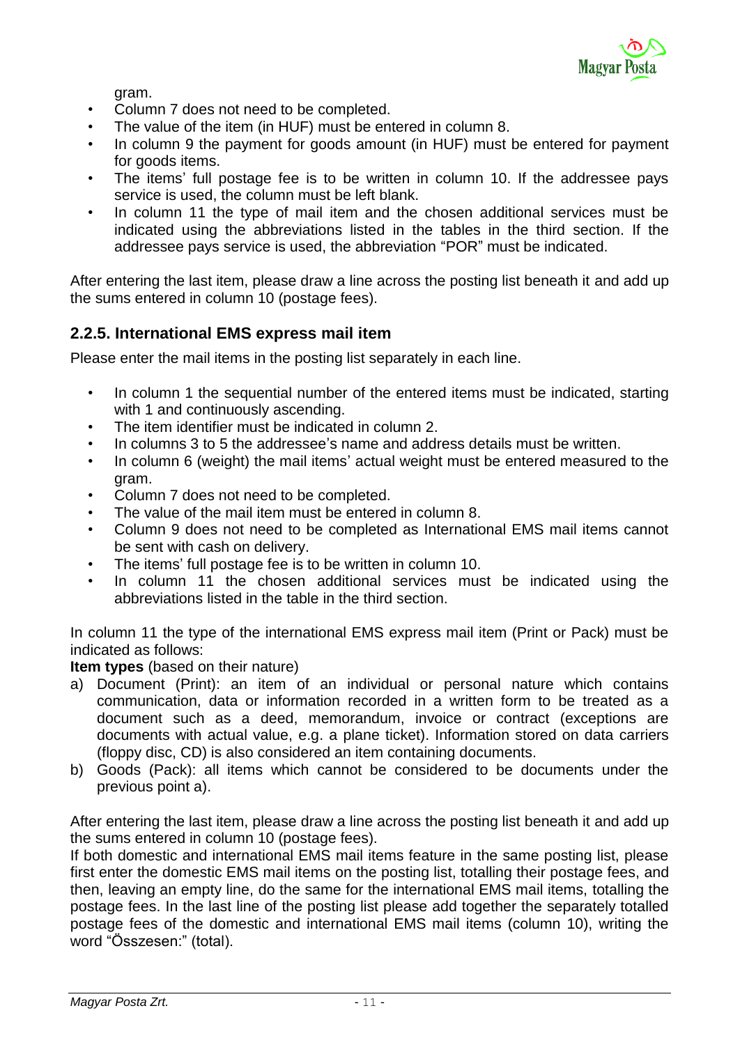gram.

- Column 7 does not need to be completed.
- The value of the item (in HUF) must be entered in column 8.
- In column 9 the payment for goods amount (in HUF) must be entered for payment for goods items.
- The items' full postage fee is to be written in column 10. If the addressee pays service is used, the column must be left blank.
- In column 11 the type of mail item and the chosen additional services must be indicated using the abbreviations listed in the tables in the third section. If the addressee pays service is used, the abbreviation "POR" must be indicated.

After entering the last item, please draw a line across the posting list beneath it and add up the sums entered in column 10 (postage fees).

### 2.2.5. International EMS express mail item

Please enter the mail items in the posting list separately in each line.

- In column 1 the sequential number of the entered items must be indicated, starting with 1 and continuously ascending.
- The item identifier must be indicated in column 2.
- In columns 3 to 5 the addressee's name and address details must be written.
- In column 6 (weight) the mail items' actual weight must be entered measured to the gram.
- Column 7 does not need to be completed.
- The value of the mail item must be entered in column 8.
- Column 9 does not need to be completed as International EMS mail items cannot be sent with cash on delivery.
- The items' full postage fee is to be written in column 10.
- In column 11 the chosen additional services must be indicated using the abbreviations listed in the table in the third section.

In column 11 the type of the international EMS express mail item (Print or Pack) must be indicated as follows:

**Item types** (based on their nature)

a) Document (Print): an item of an individual or personal nature which contains communication, data or information recorded in a written form to be treated as a document such as a deed, memorandum, invoice or contract (exceptions are documents with actual value, e.g. a plane ticket). Information stored on data carriers (floppy disc, CD) is also considered an item containing documents.

b) Goods (Pack): all items which cannot be considered to be documents under the previous point a).

After entering the last item, please draw a line across the posting list beneath it and add up the sums entered in column 10 (postage fees).

If both domestic and international EMS mail items feature in the same posting list, please first enter the domestic EMS mail items on the posting list, totalling their postage fees, and then, leaving an empty line, do the same for the international EMS mail items, totalling the postage fees. In the last line of the posting list please add together the separately totalled postage fees of the domestic and international EMS mail items (column 10), writing the word "Összesen:" (total).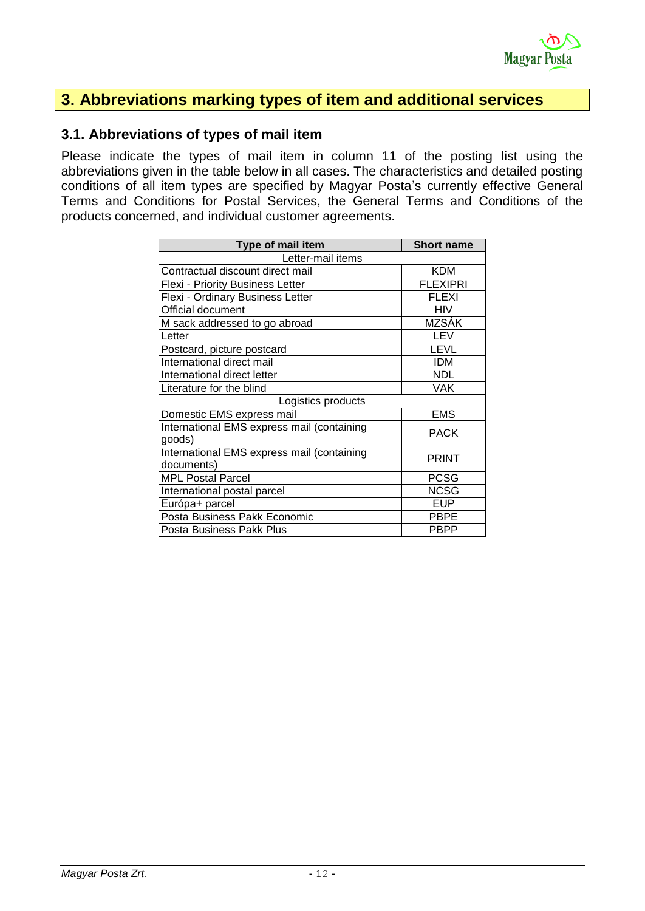## 3. Abbreviations marking types of item and additional services

### 3.1. Abbreviations of types of mail item

Please indicate the types of mail item in column 11 of the posting list using the abbreviations given in the table below in all cases. The characteristics and detailed posting conditions of all item types are specified by Magyar Posta's currently effective General Terms and Conditions for Postal Services, the General Terms and Conditions of the products concerned, and individual customer agreements.

| Type of mail item | Short name |
|---|---|
| Letter-mail items | |
| Contractual discount direct mail | KDM |
| Flexi - Priority Business Letter | FLEXIPRI |
| Flexi - Ordinary Business Letter | FLEXI |
| Official document | HIV |
| M sack addressed to go abroad | MZSÁK |
| Letter | LEV |
| Postcard, picture postcard | LEVL |
| International direct mail | IDM |
| International direct letter | NDL |
| Literature for the blind | VAK |
| Logistics products | |
| Domestic EMS express mail | EMS |
| International EMS express mail (containing goods) | PACK |
| International EMS express mail (containing documents) | PRINT |
| MPL Postal Parcel | PCSG |
| International postal parcel | NCSG |
| Európa+ parcel | EUP |
| Posta Business Pakk Economic | PBPE |
| Posta Business Pakk Plus | PBPP |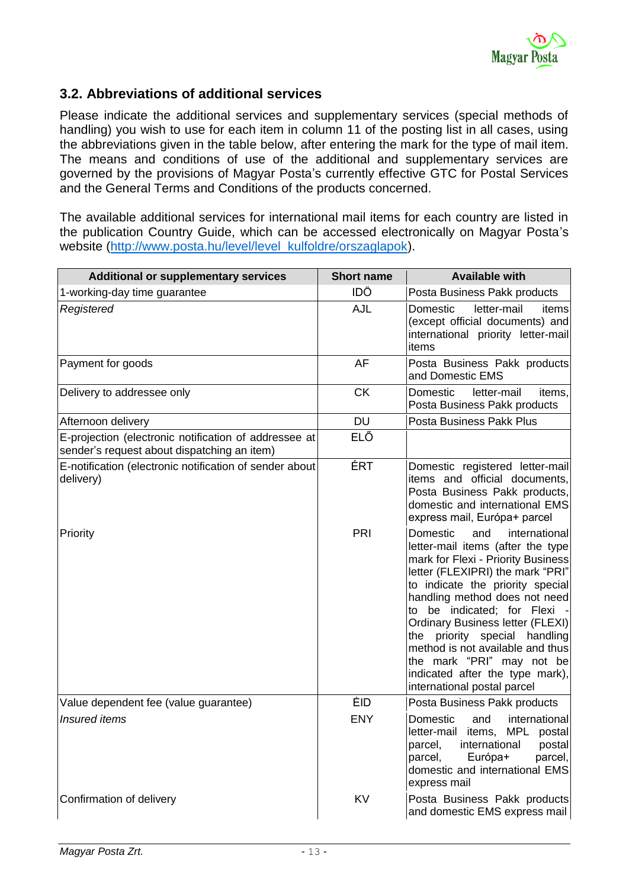## 3.2. Abbreviations of additional services

Please indicate the additional services and supplementary services (special methods of handling) you wish to use for each item in column 11 of the posting list in all cases, using the abbreviations given in the table below, after entering the mark for the type of mail item. The means and conditions of use of the additional and supplementary services are governed by the provisions of Magyar Posta's currently effective GTC for Postal Services and the General Terms and Conditions of the products concerned.

The available additional services for international mail items for each country are listed in the publication Country Guide, which can be accessed electronically on Magyar Posta's website (http://www.posta.hu/level/level_kulfoldre/orszaglapok).

| Additional or supplementary services | Short name | Available with |
|---|---|---|
| 1-working-day time guarantee | IDŐ | Posta Business Pakk products |
| *Registered* | AJL | Domestic letter-mail items (except official documents) and international priority letter-mail items |
| Payment for goods | AF | Posta Business Pakk products and Domestic EMS |
| Delivery to addressee only | CK | Domestic letter-mail items, Posta Business Pakk products |
| Afternoon delivery | DU | Posta Business Pakk Plus |
| E-projection (electronic notification of addressee at sender's request about dispatching an item) | ELŐ | |
| E-notification (electronic notification of sender about delivery) | ÉRT | Domestic registered letter-mail items and official documents, Posta Business Pakk products, domestic and international EMS express mail, Európa+ parcel |
| Priority | PRI | Domestic and international letter-mail items (after the type mark for Flexi - Priority Business letter (FLEXIPRI) the mark "PRI" to indicate the priority special handling method does not need to be indicated; for Flexi - Ordinary Business letter (FLEXI) the priority special handling method is not available and thus the mark "PRI" may not be indicated after the type mark), international postal parcel |
| Value dependent fee (value guarantee) | ÉID | Posta Business Pakk products |
| *Insured items* | ENY | Domestic and international letter-mail items, MPL postal parcel, international postal parcel, Európa+ parcel, domestic and international EMS express mail |
| Confirmation of delivery | KV | Posta Business Pakk products and domestic EMS express mail |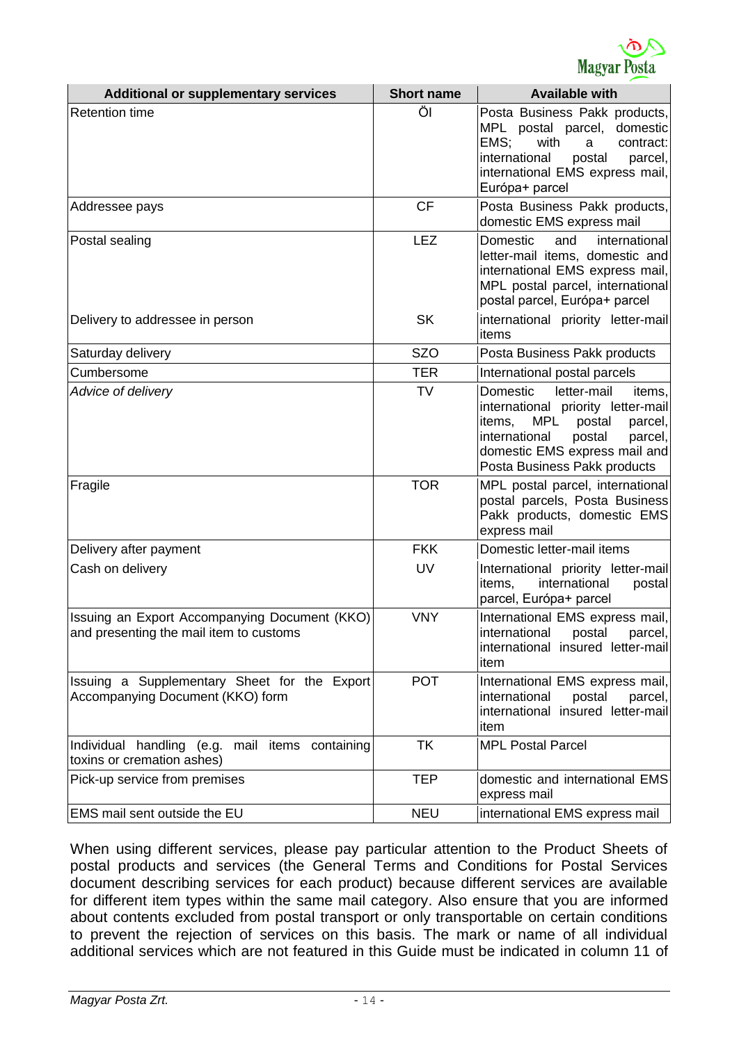| Additional or supplementary services | Short name | Available with |
|---|---|---|
| Retention time | ÖI | Posta Business Pakk products, MPL postal parcel, domestic EMS; with a contract: international postal parcel, international EMS express mail, Európa+ parcel |
| Addressee pays | CF | Posta Business Pakk products, domestic EMS express mail |
| Postal sealing | LEZ | Domestic and international letter-mail items, domestic and international EMS express mail, MPL postal parcel, international postal parcel, Európa+ parcel |
| Delivery to addressee in person | SK | international priority letter-mail items |
| Saturday delivery | SZO | Posta Business Pakk products |
| Cumbersome | TER | International postal parcels |
| *Advice of delivery* | TV | Domestic letter-mail items, international priority letter-mail items, MPL postal parcel, international postal parcel, domestic EMS express mail and Posta Business Pakk products |
| Fragile | TOR | MPL postal parcel, international postal parcels, Posta Business Pakk products, domestic EMS express mail |
| Delivery after payment | FKK | Domestic letter-mail items |
| Cash on delivery | UV | International priority letter-mail items, international postal parcel, Európa+ parcel |
| Issuing an Export Accompanying Document (KKO) and presenting the mail item to customs | VNY | International EMS express mail, international postal parcel, international insured letter-mail item |
| Issuing a Supplementary Sheet for the Export Accompanying Document (KKO) form | POT | International EMS express mail, international postal parcel, international insured letter-mail item |
| Individual handling (e.g. mail items containing toxins or cremation ashes) | TK | MPL Postal Parcel |
| Pick-up service from premises | TEP | domestic and international EMS express mail |
| EMS mail sent outside the EU | NEU | international EMS express mail |

When using different services, please pay particular attention to the Product Sheets of postal products and services (the General Terms and Conditions for Postal Services document describing services for each product) because different services are available for different item types within the same mail category. Also ensure that you are informed about contents excluded from postal transport or only transportable on certain conditions to prevent the rejection of services on this basis. The mark or name of all individual additional services which are not featured in this Guide must be indicated in column 11 of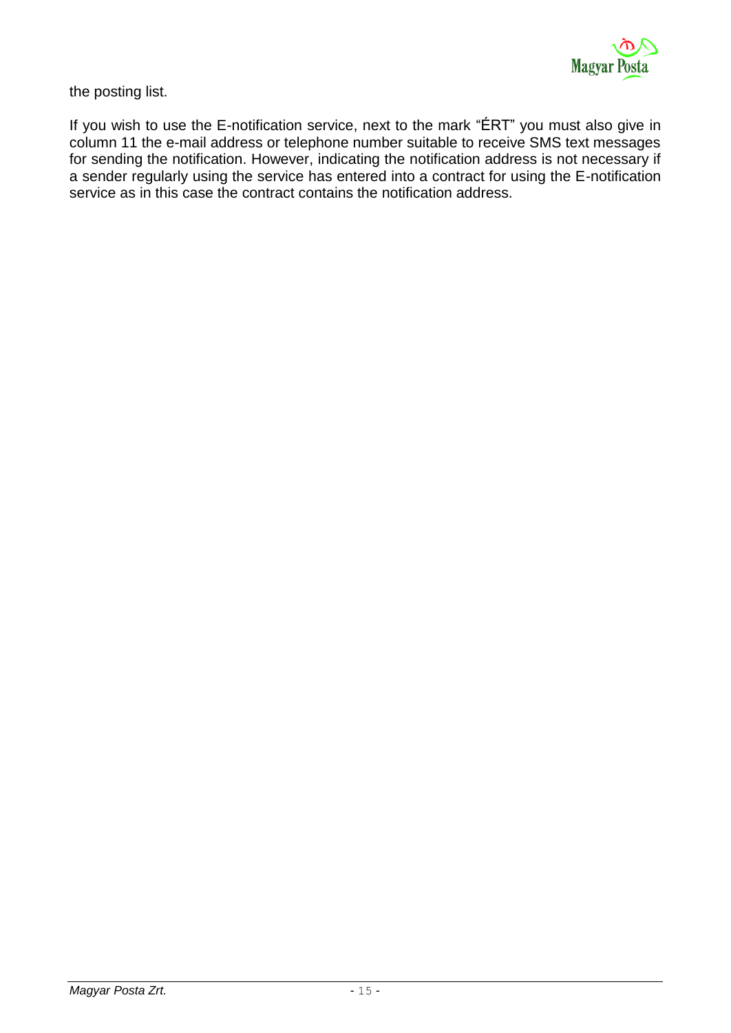the posting list.

If you wish to use the E-notification service, next to the mark "ÉRT" you must also give in column 11 the e-mail address or telephone number suitable to receive SMS text messages for sending the notification. However, indicating the notification address is not necessary if a sender regularly using the service has entered into a contract for using the E-notification service as in this case the contract contains the notification address.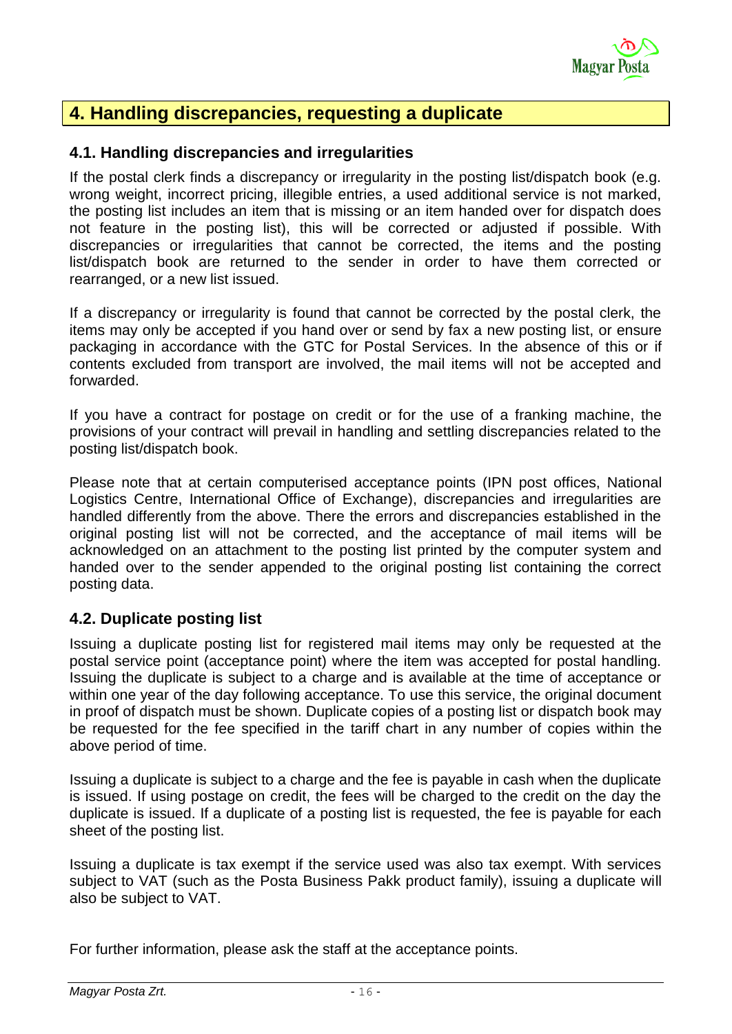## 4. Handling discrepancies, requesting a duplicate

### 4.1. Handling discrepancies and irregularities

If the postal clerk finds a discrepancy or irregularity in the posting list/dispatch book (e.g. wrong weight, incorrect pricing, illegible entries, a used additional service is not marked, the posting list includes an item that is missing or an item handed over for dispatch does not feature in the posting list), this will be corrected or adjusted if possible. With discrepancies or irregularities that cannot be corrected, the items and the posting list/dispatch book are returned to the sender in order to have them corrected or rearranged, or a new list issued.

If a discrepancy or irregularity is found that cannot be corrected by the postal clerk, the items may only be accepted if you hand over or send by fax a new posting list, or ensure packaging in accordance with the GTC for Postal Services. In the absence of this or if contents excluded from transport are involved, the mail items will not be accepted and forwarded.

If you have a contract for postage on credit or for the use of a franking machine, the provisions of your contract will prevail in handling and settling discrepancies related to the posting list/dispatch book.

Please note that at certain computerised acceptance points (IPN post offices, National Logistics Centre, International Office of Exchange), discrepancies and irregularities are handled differently from the above. There the errors and discrepancies established in the original posting list will not be corrected, and the acceptance of mail items will be acknowledged on an attachment to the posting list printed by the computer system and handed over to the sender appended to the original posting list containing the correct posting data.

### 4.2. Duplicate posting list

Issuing a duplicate posting list for registered mail items may only be requested at the postal service point (acceptance point) where the item was accepted for postal handling. Issuing the duplicate is subject to a charge and is available at the time of acceptance or within one year of the day following acceptance. To use this service, the original document in proof of dispatch must be shown. Duplicate copies of a posting list or dispatch book may be requested for the fee specified in the tariff chart in any number of copies within the above period of time.

Issuing a duplicate is subject to a charge and the fee is payable in cash when the duplicate is issued. If using postage on credit, the fees will be charged to the credit on the day the duplicate is issued. If a duplicate of a posting list is requested, the fee is payable for each sheet of the posting list.

Issuing a duplicate is tax exempt if the service used was also tax exempt. With services subject to VAT (such as the Posta Business Pakk product family), issuing a duplicate will also be subject to VAT.

For further information, please ask the staff at the acceptance points.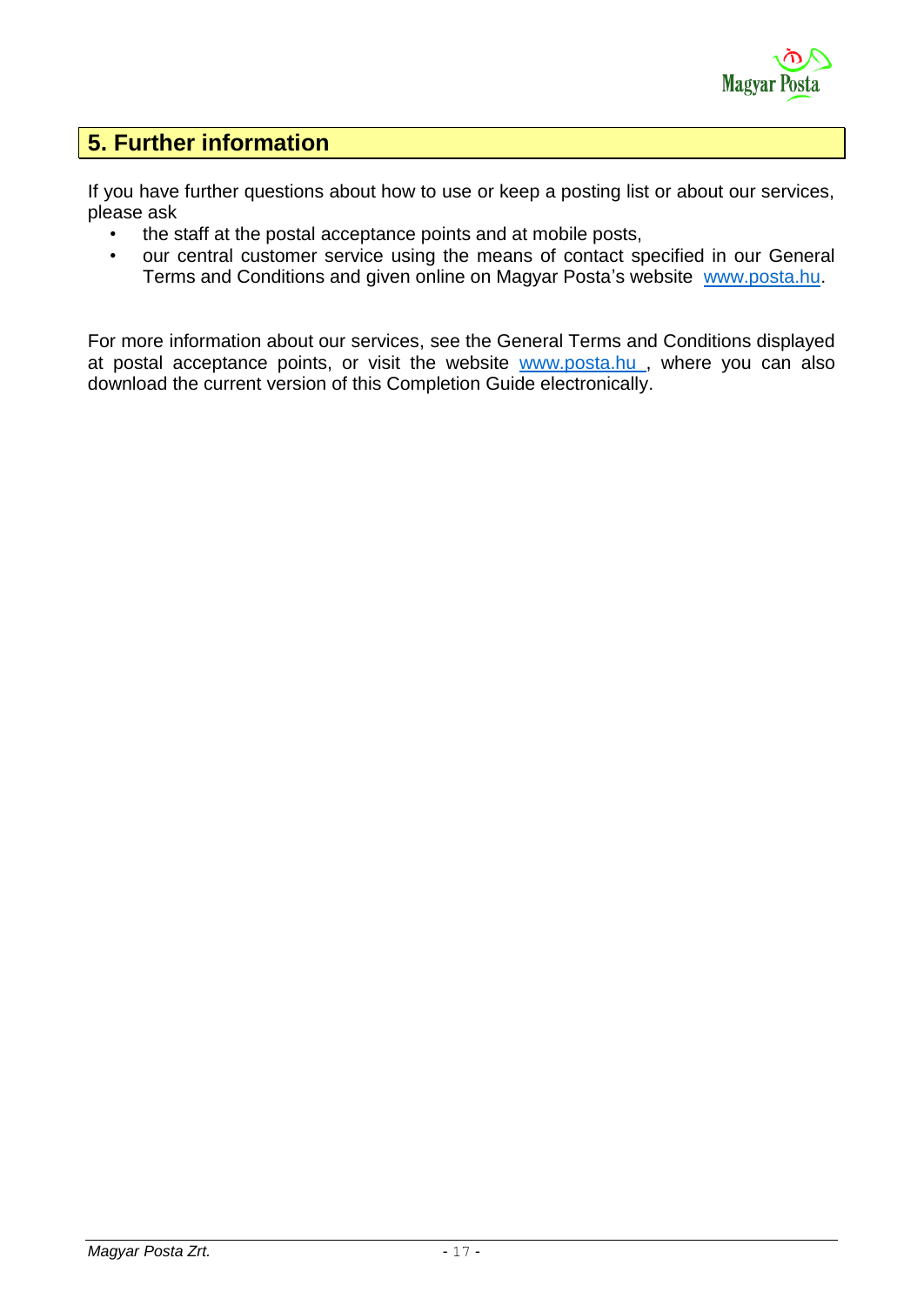## 5. Further information

If you have further questions about how to use or keep a posting list or about our services, please ask

- the staff at the postal acceptance points and at mobile posts,
- our central customer service using the means of contact specified in our General Terms and Conditions and given online on Magyar Posta's website www.posta.hu.

For more information about our services, see the General Terms and Conditions displayed at postal acceptance points, or visit the website www.posta.hu , where you can also download the current version of this Completion Guide electronically.